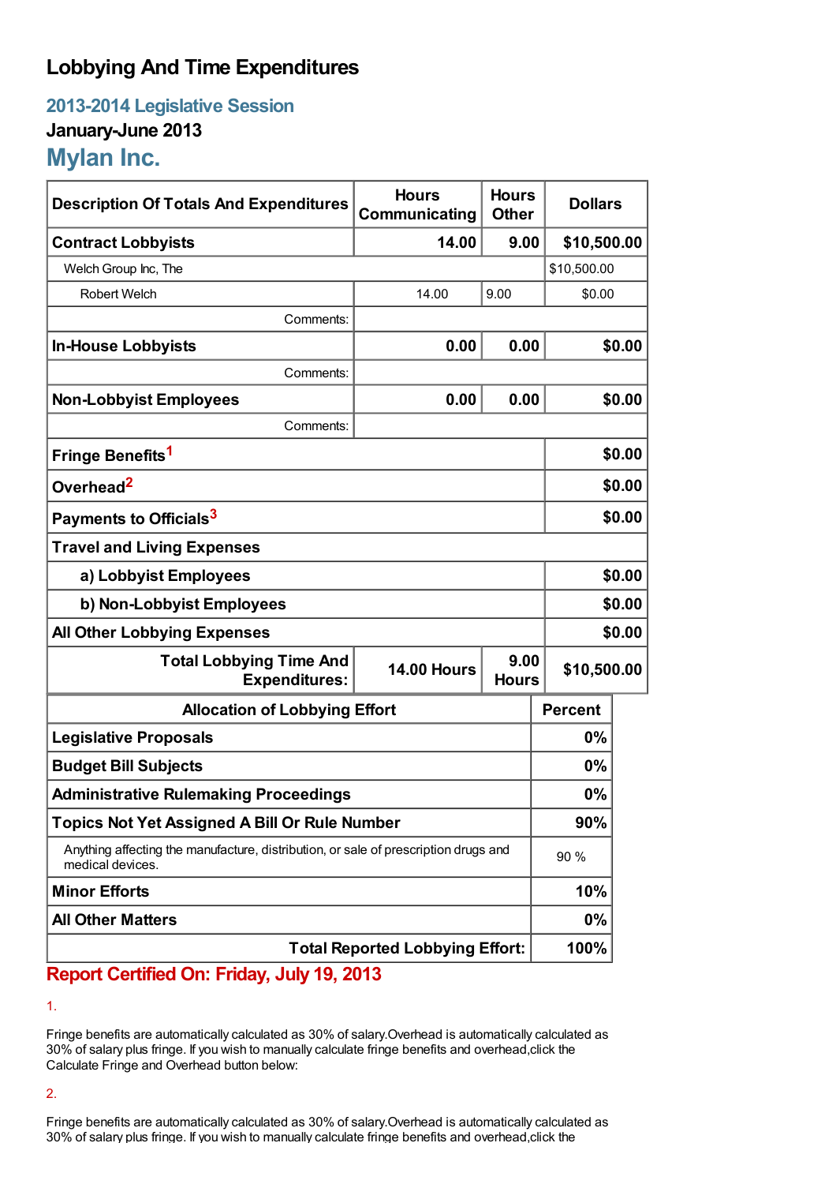# Lobbying And Time Expenditures

## 2013-2014 Legislative Session

### January-June 2013

## Mylan Inc.

| Description Of Totals And Expenditures | Hours Communicating | Hours Other | Dollars |
|---|---|---|---|
| **Contract Lobbyists** | **14.00** | **9.00** | **$10,500.00** |
| Welch Group Inc, The | | | $10,500.00 |
| Robert Welch | 14.00 | 9.00 | $0.00 |
| Comments: | | | |
| **In-House Lobbyists** | **0.00** | **0.00** | **$0.00** |
| Comments: | | | |
| **Non-Lobbyist Employees** | **0.00** | **0.00** | **$0.00** |
| Comments: | | | |
| **Fringe Benefits**[1] | | | **$0.00** |
| **Overhead**[2] | | | **$0.00** |
| **Payments to Officials**[3] | | | **$0.00** |
| **Travel and Living Expenses** | | | |
| **a) Lobbyist Employees** | | | **$0.00** |
| **b) Non-Lobbyist Employees** | | | **$0.00** |
| **All Other Lobbying Expenses** | | | **$0.00** |
| **Total Lobbying Time And Expenditures:** | **14.00 Hours** | **9.00 Hours** | **$10,500.00** |

| Allocation of Lobbying Effort | Percent |
|---|---|
| **Legislative Proposals** | **0%** |
| **Budget Bill Subjects** | **0%** |
| **Administrative Rulemaking Proceedings** | **0%** |
| **Topics Not Yet Assigned A Bill Or Rule Number** | **90%** |
| Anything affecting the manufacture, distribution, or sale of prescription drugs and medical devices. | 90 % |
| **Minor Efforts** | **10%** |
| **All Other Matters** | **0%** |
| **Total Reported Lobbying Effort:** | **100%** |

**Report Certified On: Friday, July 19, 2013**

1.

Fringe benefits are automatically calculated as 30% of salary.Overhead is automatically calculated as 30% of salary plus fringe. If you wish to manually calculate fringe benefits and overhead,click the Calculate Fringe and Overhead button below:

2.

Fringe benefits are automatically calculated as 30% of salary.Overhead is automatically calculated as 30% of salary plus fringe. If you wish to manually calculate fringe benefits and overhead,click the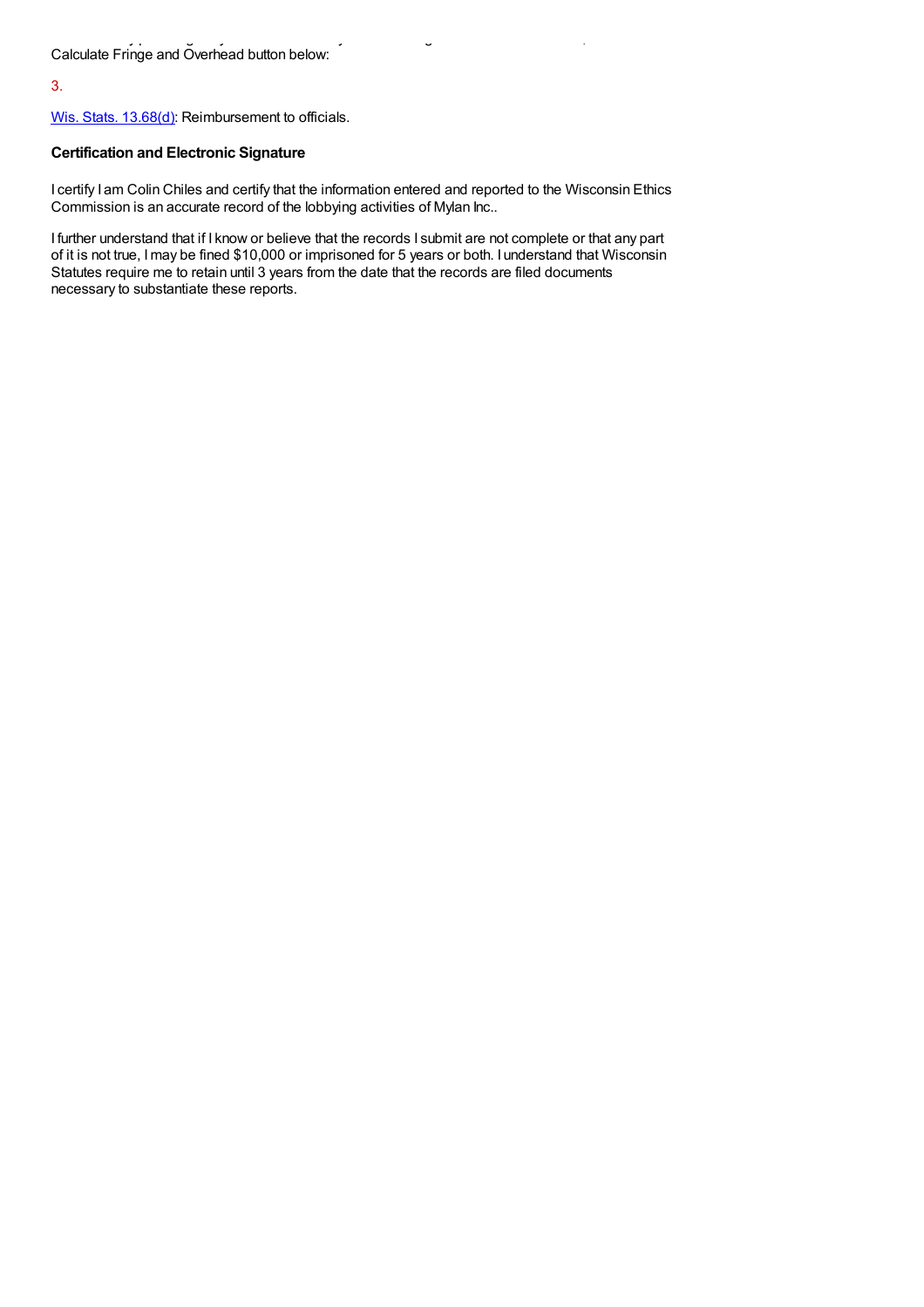Calculate Fringe and Overhead button below:

3.

Wis. Stats. 13.68(d): Reimbursement to officials.

**Certification and Electronic Signature**

I certify I am Colin Chiles and certify that the information entered and reported to the Wisconsin Ethics Commission is an accurate record of the lobbying activities of Mylan Inc..

I further understand that if I know or believe that the records I submit are not complete or that any part of it is not true, I may be fined $10,000 or imprisoned for 5 years or both. I understand that Wisconsin Statutes require me to retain until 3 years from the date that the records are filed documents necessary to substantiate these reports.